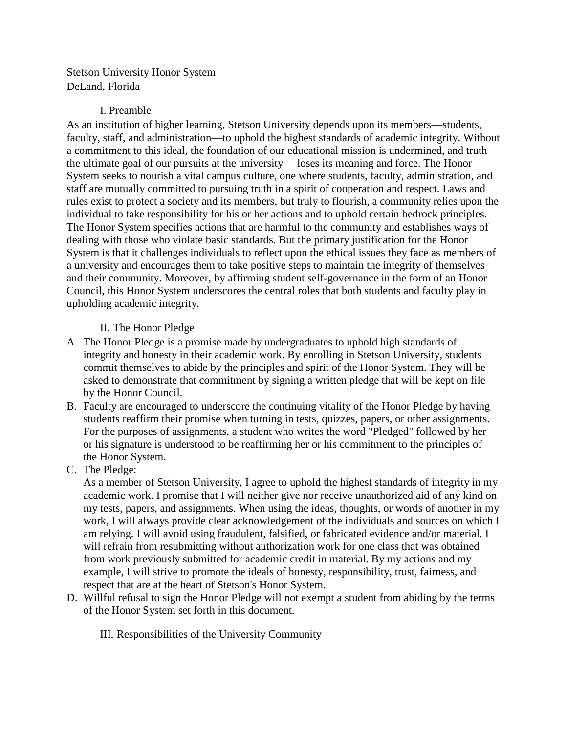Stetson University Honor System
DeLand, Florida

## I. Preamble

As an institution of higher learning, Stetson University depends upon its members—students, faculty, staff, and administration—to uphold the highest standards of academic integrity. Without a commitment to this ideal, the foundation of our educational mission is undermined, and truth—the ultimate goal of our pursuits at the university— loses its meaning and force. The Honor System seeks to nourish a vital campus culture, one where students, faculty, administration, and staff are mutually committed to pursuing truth in a spirit of cooperation and respect. Laws and rules exist to protect a society and its members, but truly to flourish, a community relies upon the individual to take responsibility for his or her actions and to uphold certain bedrock principles. The Honor System specifies actions that are harmful to the community and establishes ways of dealing with those who violate basic standards. But the primary justification for the Honor System is that it challenges individuals to reflect upon the ethical issues they face as members of a university and encourages them to take positive steps to maintain the integrity of themselves and their community. Moreover, by affirming student self-governance in the form of an Honor Council, this Honor System underscores the central roles that both students and faculty play in upholding academic integrity.

## II. The Honor Pledge

A. The Honor Pledge is a promise made by undergraduates to uphold high standards of integrity and honesty in their academic work. By enrolling in Stetson University, students commit themselves to abide by the principles and spirit of the Honor System. They will be asked to demonstrate that commitment by signing a written pledge that will be kept on file by the Honor Council.

B. Faculty are encouraged to underscore the continuing vitality of the Honor Pledge by having students reaffirm their promise when turning in tests, quizzes, papers, or other assignments. For the purposes of assignments, a student who writes the word "Pledged" followed by her or his signature is understood to be reaffirming her or his commitment to the principles of the Honor System.

C. The Pledge:
As a member of Stetson University, I agree to uphold the highest standards of integrity in my academic work. I promise that I will neither give nor receive unauthorized aid of any kind on my tests, papers, and assignments. When using the ideas, thoughts, or words of another in my work, I will always provide clear acknowledgement of the individuals and sources on which I am relying. I will avoid using fraudulent, falsified, or fabricated evidence and/or material. I will refrain from resubmitting without authorization work for one class that was obtained from work previously submitted for academic credit in material. By my actions and my example, I will strive to promote the ideals of honesty, responsibility, trust, fairness, and respect that are at the heart of Stetson's Honor System.

D. Willful refusal to sign the Honor Pledge will not exempt a student from abiding by the terms of the Honor System set forth in this document.

## III. Responsibilities of the University Community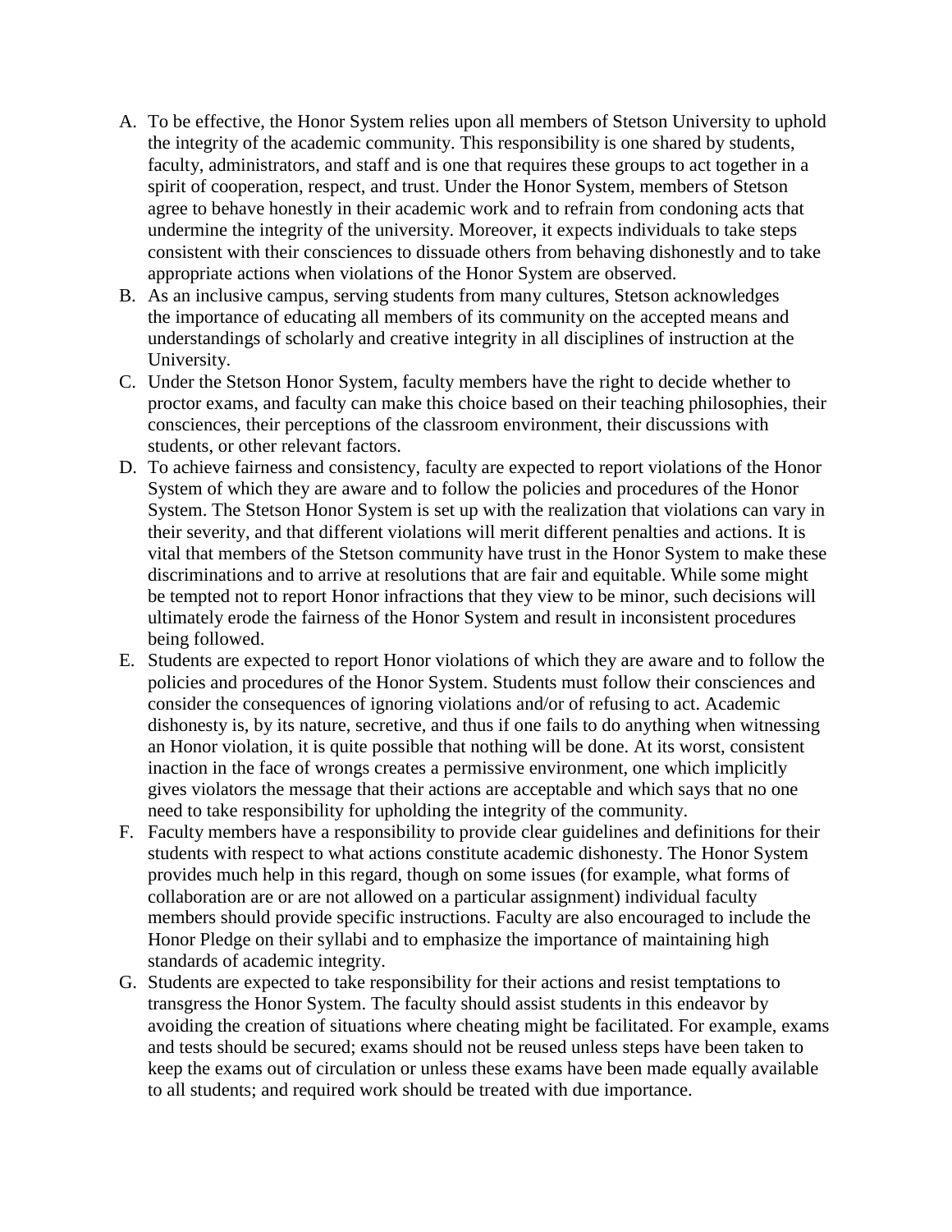A. To be effective, the Honor System relies upon all members of Stetson University to uphold the integrity of the academic community. This responsibility is one shared by students, faculty, administrators, and staff and is one that requires these groups to act together in a spirit of cooperation, respect, and trust. Under the Honor System, members of Stetson agree to behave honestly in their academic work and to refrain from condoning acts that undermine the integrity of the university. Moreover, it expects individuals to take steps consistent with their consciences to dissuade others from behaving dishonestly and to take appropriate actions when violations of the Honor System are observed.

B. As an inclusive campus, serving students from many cultures, Stetson acknowledges the importance of educating all members of its community on the accepted means and understandings of scholarly and creative integrity in all disciplines of instruction at the University.

C. Under the Stetson Honor System, faculty members have the right to decide whether to proctor exams, and faculty can make this choice based on their teaching philosophies, their consciences, their perceptions of the classroom environment, their discussions with students, or other relevant factors.

D. To achieve fairness and consistency, faculty are expected to report violations of the Honor System of which they are aware and to follow the policies and procedures of the Honor System. The Stetson Honor System is set up with the realization that violations can vary in their severity, and that different violations will merit different penalties and actions. It is vital that members of the Stetson community have trust in the Honor System to make these discriminations and to arrive at resolutions that are fair and equitable. While some might be tempted not to report Honor infractions that they view to be minor, such decisions will ultimately erode the fairness of the Honor System and result in inconsistent procedures being followed.

E. Students are expected to report Honor violations of which they are aware and to follow the policies and procedures of the Honor System. Students must follow their consciences and consider the consequences of ignoring violations and/or of refusing to act. Academic dishonesty is, by its nature, secretive, and thus if one fails to do anything when witnessing an Honor violation, it is quite possible that nothing will be done. At its worst, consistent inaction in the face of wrongs creates a permissive environment, one which implicitly gives violators the message that their actions are acceptable and which says that no one need to take responsibility for upholding the integrity of the community.

F. Faculty members have a responsibility to provide clear guidelines and definitions for their students with respect to what actions constitute academic dishonesty. The Honor System provides much help in this regard, though on some issues (for example, what forms of collaboration are or are not allowed on a particular assignment) individual faculty members should provide specific instructions. Faculty are also encouraged to include the Honor Pledge on their syllabi and to emphasize the importance of maintaining high standards of academic integrity.

G. Students are expected to take responsibility for their actions and resist temptations to transgress the Honor System. The faculty should assist students in this endeavor by avoiding the creation of situations where cheating might be facilitated. For example, exams and tests should be secured; exams should not be reused unless steps have been taken to keep the exams out of circulation or unless these exams have been made equally available to all students; and required work should be treated with due importance.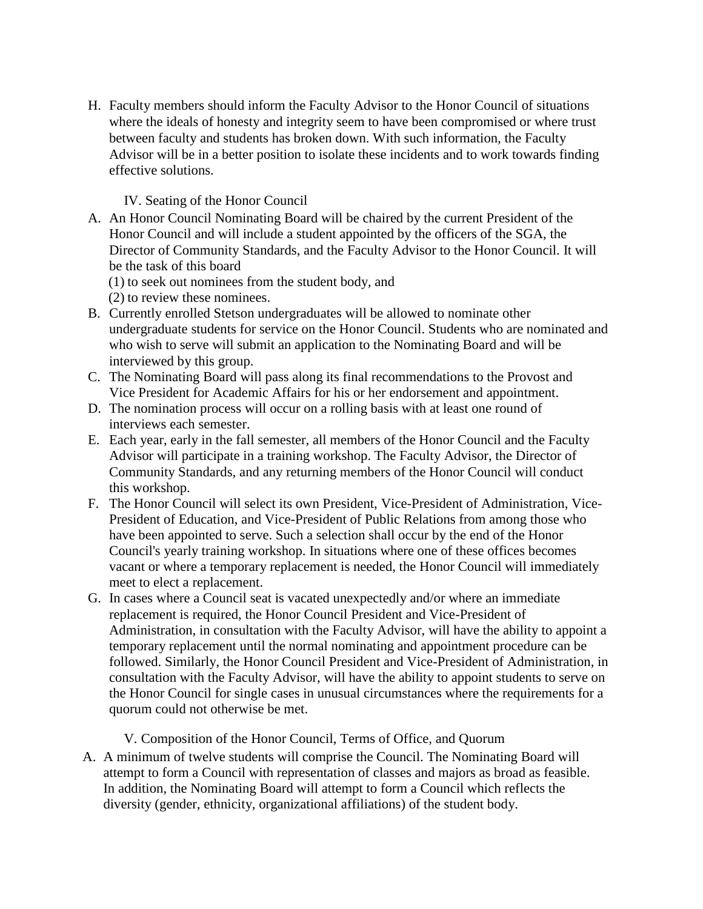H. Faculty members should inform the Faculty Advisor to the Honor Council of situations where the ideals of honesty and integrity seem to have been compromised or where trust between faculty and students has broken down. With such information, the Faculty Advisor will be in a better position to isolate these incidents and to work towards finding effective solutions.

## IV. Seating of the Honor Council

A. An Honor Council Nominating Board will be chaired by the current President of the Honor Council and will include a student appointed by the officers of the SGA, the Director of Community Standards, and the Faculty Advisor to the Honor Council. It will be the task of this board
   (1) to seek out nominees from the student body, and
   (2) to review these nominees.

B. Currently enrolled Stetson undergraduates will be allowed to nominate other undergraduate students for service on the Honor Council. Students who are nominated and who wish to serve will submit an application to the Nominating Board and will be interviewed by this group.

C. The Nominating Board will pass along its final recommendations to the Provost and Vice President for Academic Affairs for his or her endorsement and appointment.

D. The nomination process will occur on a rolling basis with at least one round of interviews each semester.

E. Each year, early in the fall semester, all members of the Honor Council and the Faculty Advisor will participate in a training workshop. The Faculty Advisor, the Director of Community Standards, and any returning members of the Honor Council will conduct this workshop.

F. The Honor Council will select its own President, Vice-President of Administration, Vice-President of Education, and Vice-President of Public Relations from among those who have been appointed to serve. Such a selection shall occur by the end of the Honor Council's yearly training workshop. In situations where one of these offices becomes vacant or where a temporary replacement is needed, the Honor Council will immediately meet to elect a replacement.

G. In cases where a Council seat is vacated unexpectedly and/or where an immediate replacement is required, the Honor Council President and Vice-President of Administration, in consultation with the Faculty Advisor, will have the ability to appoint a temporary replacement until the normal nominating and appointment procedure can be followed. Similarly, the Honor Council President and Vice-President of Administration, in consultation with the Faculty Advisor, will have the ability to appoint students to serve on the Honor Council for single cases in unusual circumstances where the requirements for a quorum could not otherwise be met.

## V. Composition of the Honor Council, Terms of Office, and Quorum

A. A minimum of twelve students will comprise the Council. The Nominating Board will attempt to form a Council with representation of classes and majors as broad as feasible. In addition, the Nominating Board will attempt to form a Council which reflects the diversity (gender, ethnicity, organizational affiliations) of the student body.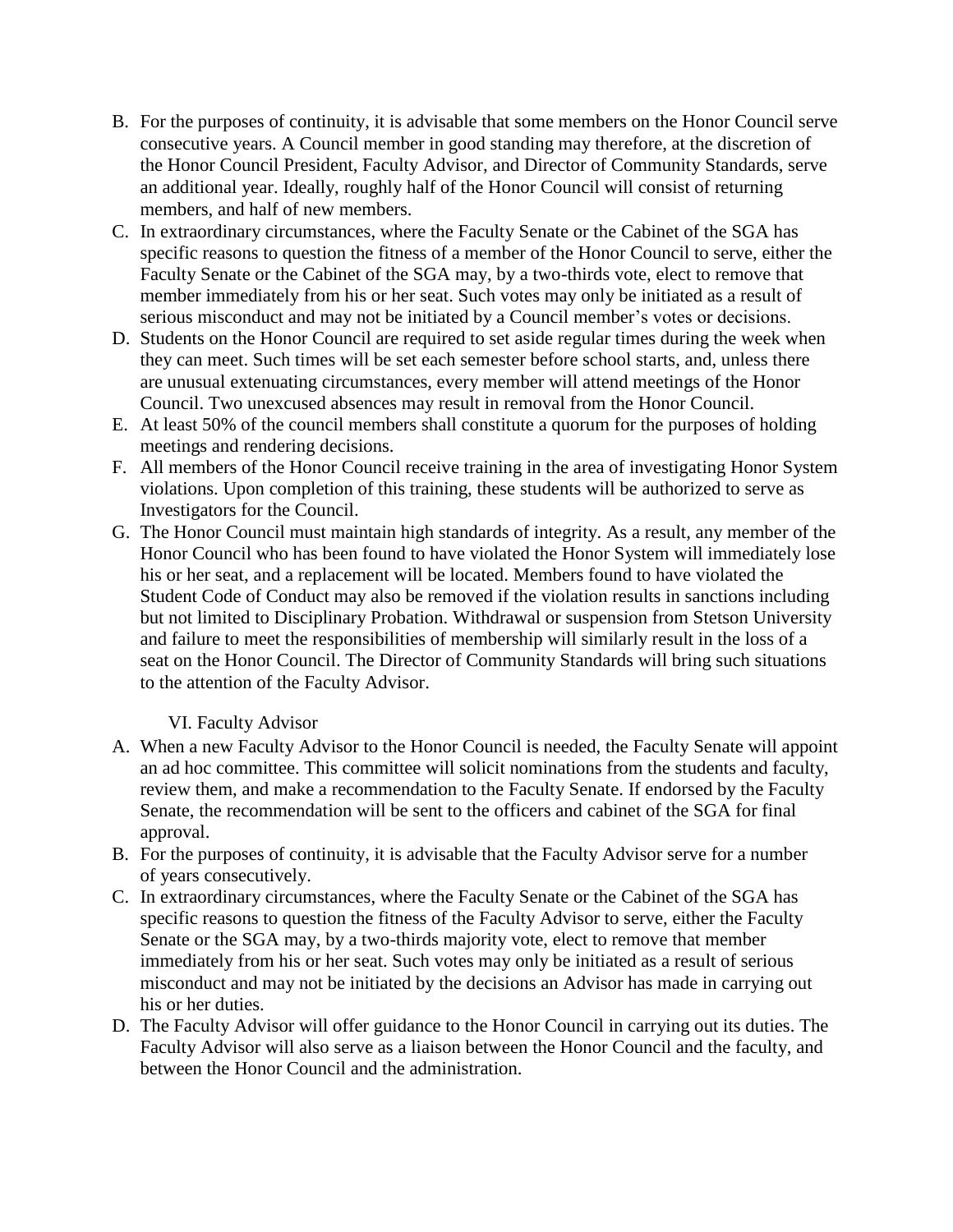B. For the purposes of continuity, it is advisable that some members on the Honor Council serve consecutive years. A Council member in good standing may therefore, at the discretion of the Honor Council President, Faculty Advisor, and Director of Community Standards, serve an additional year. Ideally, roughly half of the Honor Council will consist of returning members, and half of new members.

C. In extraordinary circumstances, where the Faculty Senate or the Cabinet of the SGA has specific reasons to question the fitness of a member of the Honor Council to serve, either the Faculty Senate or the Cabinet of the SGA may, by a two-thirds vote, elect to remove that member immediately from his or her seat. Such votes may only be initiated as a result of serious misconduct and may not be initiated by a Council member's votes or decisions.

D. Students on the Honor Council are required to set aside regular times during the week when they can meet. Such times will be set each semester before school starts, and, unless there are unusual extenuating circumstances, every member will attend meetings of the Honor Council. Two unexcused absences may result in removal from the Honor Council.

E. At least 50% of the council members shall constitute a quorum for the purposes of holding meetings and rendering decisions.

F. All members of the Honor Council receive training in the area of investigating Honor System violations. Upon completion of this training, these students will be authorized to serve as Investigators for the Council.

G. The Honor Council must maintain high standards of integrity. As a result, any member of the Honor Council who has been found to have violated the Honor System will immediately lose his or her seat, and a replacement will be located. Members found to have violated the Student Code of Conduct may also be removed if the violation results in sanctions including but not limited to Disciplinary Probation. Withdrawal or suspension from Stetson University and failure to meet the responsibilities of membership will similarly result in the loss of a seat on the Honor Council. The Director of Community Standards will bring such situations to the attention of the Faculty Advisor.

## VI. Faculty Advisor

A. When a new Faculty Advisor to the Honor Council is needed, the Faculty Senate will appoint an ad hoc committee. This committee will solicit nominations from the students and faculty, review them, and make a recommendation to the Faculty Senate. If endorsed by the Faculty Senate, the recommendation will be sent to the officers and cabinet of the SGA for final approval.

B. For the purposes of continuity, it is advisable that the Faculty Advisor serve for a number of years consecutively.

C. In extraordinary circumstances, where the Faculty Senate or the Cabinet of the SGA has specific reasons to question the fitness of the Faculty Advisor to serve, either the Faculty Senate or the SGA may, by a two-thirds majority vote, elect to remove that member immediately from his or her seat. Such votes may only be initiated as a result of serious misconduct and may not be initiated by the decisions an Advisor has made in carrying out his or her duties.

D. The Faculty Advisor will offer guidance to the Honor Council in carrying out its duties. The Faculty Advisor will also serve as a liaison between the Honor Council and the faculty, and between the Honor Council and the administration.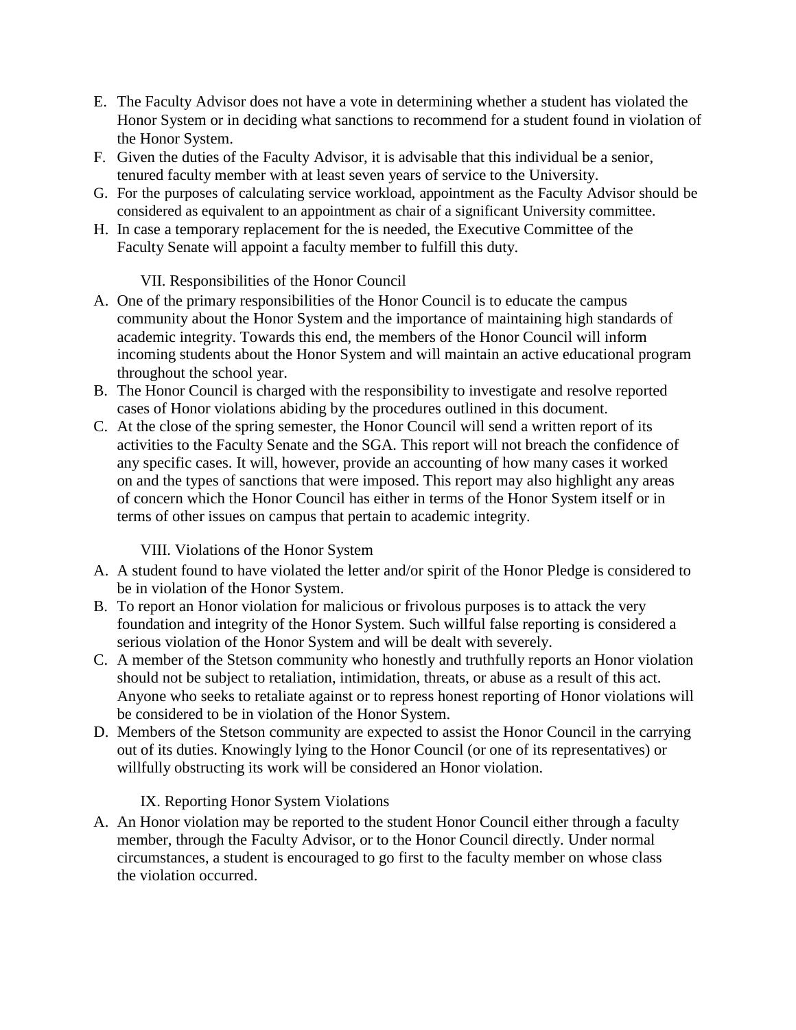E. The Faculty Advisor does not have a vote in determining whether a student has violated the Honor System or in deciding what sanctions to recommend for a student found in violation of the Honor System.
F. Given the duties of the Faculty Advisor, it is advisable that this individual be a senior, tenured faculty member with at least seven years of service to the University.
G. For the purposes of calculating service workload, appointment as the Faculty Advisor should be considered as equivalent to an appointment as chair of a significant University committee.
H. In case a temporary replacement for the is needed, the Executive Committee of the Faculty Senate will appoint a faculty member to fulfill this duty.

## VII. Responsibilities of the Honor Council

A. One of the primary responsibilities of the Honor Council is to educate the campus community about the Honor System and the importance of maintaining high standards of academic integrity. Towards this end, the members of the Honor Council will inform incoming students about the Honor System and will maintain an active educational program throughout the school year.
B. The Honor Council is charged with the responsibility to investigate and resolve reported cases of Honor violations abiding by the procedures outlined in this document.
C. At the close of the spring semester, the Honor Council will send a written report of its activities to the Faculty Senate and the SGA. This report will not breach the confidence of any specific cases. It will, however, provide an accounting of how many cases it worked on and the types of sanctions that were imposed. This report may also highlight any areas of concern which the Honor Council has either in terms of the Honor System itself or in terms of other issues on campus that pertain to academic integrity.

## VIII. Violations of the Honor System

A. A student found to have violated the letter and/or spirit of the Honor Pledge is considered to be in violation of the Honor System.
B. To report an Honor violation for malicious or frivolous purposes is to attack the very foundation and integrity of the Honor System. Such willful false reporting is considered a serious violation of the Honor System and will be dealt with severely.
C. A member of the Stetson community who honestly and truthfully reports an Honor violation should not be subject to retaliation, intimidation, threats, or abuse as a result of this act. Anyone who seeks to retaliate against or to repress honest reporting of Honor violations will be considered to be in violation of the Honor System.
D. Members of the Stetson community are expected to assist the Honor Council in the carrying out of its duties. Knowingly lying to the Honor Council (or one of its representatives) or willfully obstructing its work will be considered an Honor violation.

## IX. Reporting Honor System Violations

A. An Honor violation may be reported to the student Honor Council either through a faculty member, through the Faculty Advisor, or to the Honor Council directly. Under normal circumstances, a student is encouraged to go first to the faculty member on whose class the violation occurred.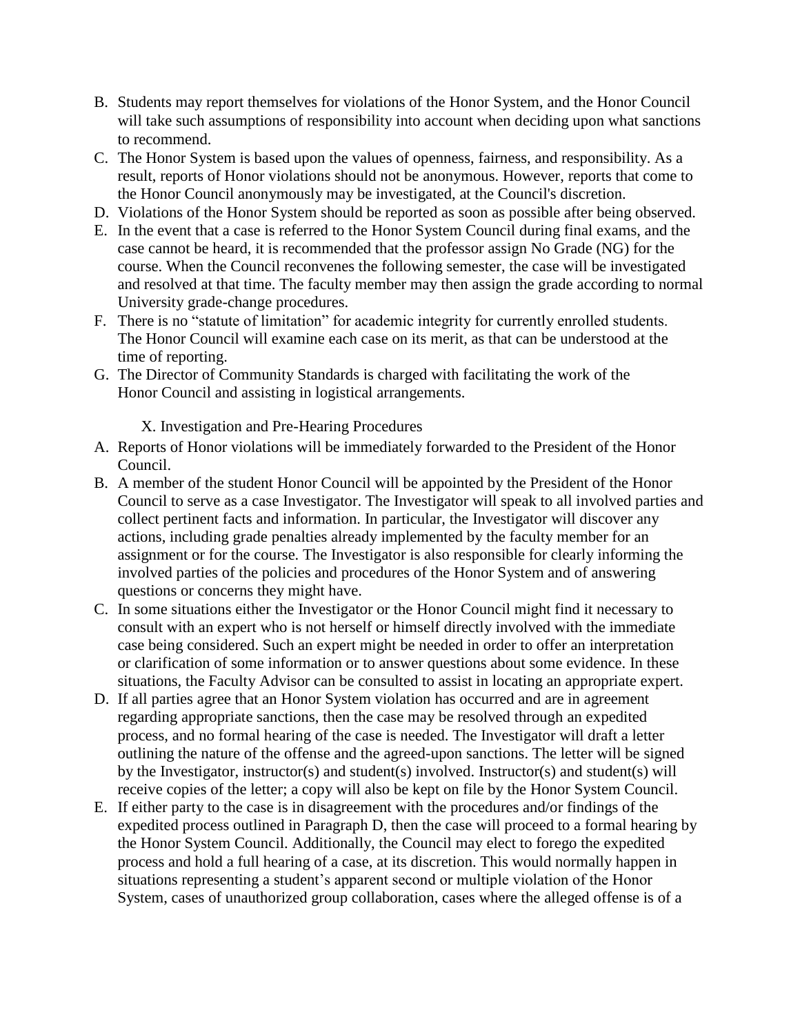B. Students may report themselves for violations of the Honor System, and the Honor Council will take such assumptions of responsibility into account when deciding upon what sanctions to recommend.
C. The Honor System is based upon the values of openness, fairness, and responsibility. As a result, reports of Honor violations should not be anonymous. However, reports that come to the Honor Council anonymously may be investigated, at the Council's discretion.
D. Violations of the Honor System should be reported as soon as possible after being observed.
E. In the event that a case is referred to the Honor System Council during final exams, and the case cannot be heard, it is recommended that the professor assign No Grade (NG) for the course. When the Council reconvenes the following semester, the case will be investigated and resolved at that time. The faculty member may then assign the grade according to normal University grade-change procedures.
F. There is no "statute of limitation" for academic integrity for currently enrolled students. The Honor Council will examine each case on its merit, as that can be understood at the time of reporting.
G. The Director of Community Standards is charged with facilitating the work of the Honor Council and assisting in logistical arrangements.

## X. Investigation and Pre-Hearing Procedures

A. Reports of Honor violations will be immediately forwarded to the President of the Honor Council.
B. A member of the student Honor Council will be appointed by the President of the Honor Council to serve as a case Investigator. The Investigator will speak to all involved parties and collect pertinent facts and information. In particular, the Investigator will discover any actions, including grade penalties already implemented by the faculty member for an assignment or for the course. The Investigator is also responsible for clearly informing the involved parties of the policies and procedures of the Honor System and of answering questions or concerns they might have.
C. In some situations either the Investigator or the Honor Council might find it necessary to consult with an expert who is not herself or himself directly involved with the immediate case being considered. Such an expert might be needed in order to offer an interpretation or clarification of some information or to answer questions about some evidence. In these situations, the Faculty Advisor can be consulted to assist in locating an appropriate expert.
D. If all parties agree that an Honor System violation has occurred and are in agreement regarding appropriate sanctions, then the case may be resolved through an expedited process, and no formal hearing of the case is needed. The Investigator will draft a letter outlining the nature of the offense and the agreed-upon sanctions. The letter will be signed by the Investigator, instructor(s) and student(s) involved. Instructor(s) and student(s) will receive copies of the letter; a copy will also be kept on file by the Honor System Council.
E. If either party to the case is in disagreement with the procedures and/or findings of the expedited process outlined in Paragraph D, then the case will proceed to a formal hearing by the Honor System Council. Additionally, the Council may elect to forego the expedited process and hold a full hearing of a case, at its discretion. This would normally happen in situations representing a student's apparent second or multiple violation of the Honor System, cases of unauthorized group collaboration, cases where the alleged offense is of a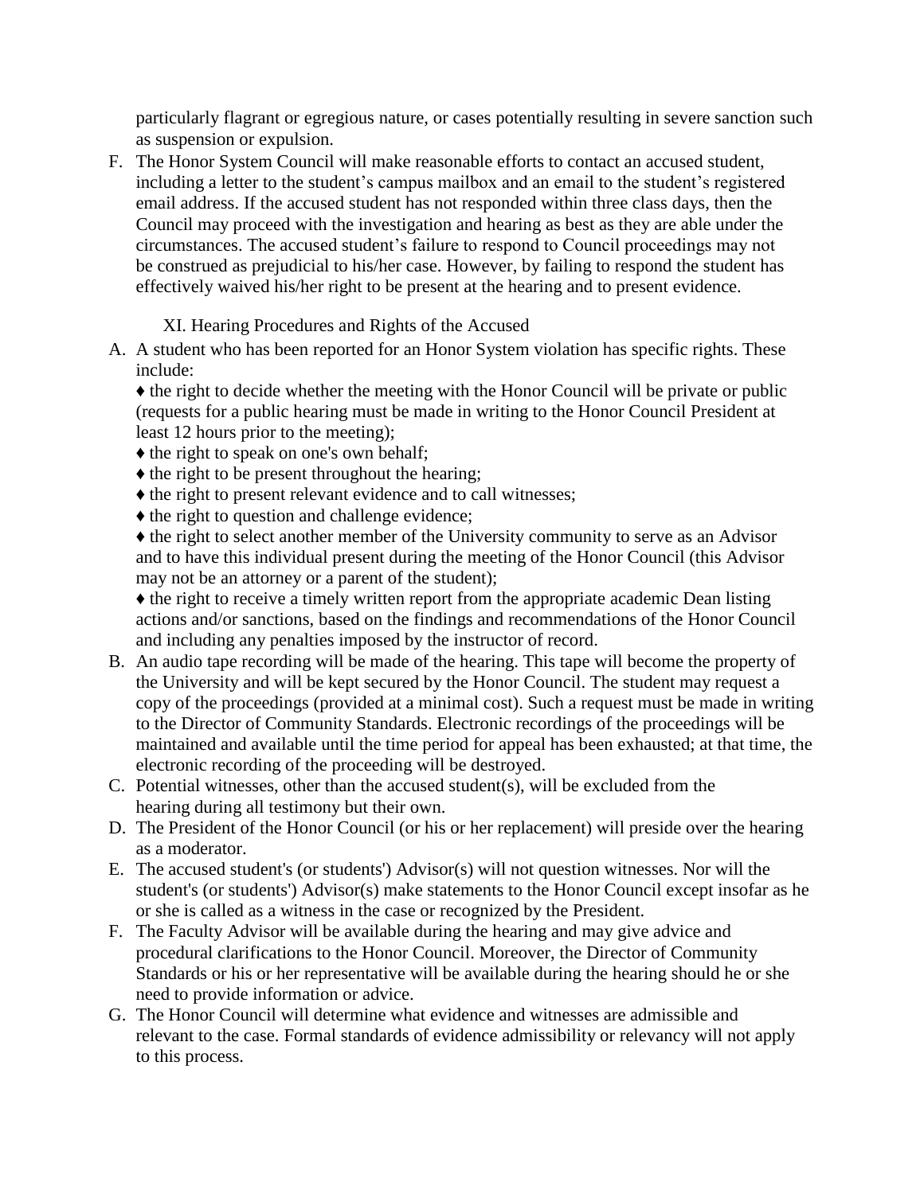particularly flagrant or egregious nature, or cases potentially resulting in severe sanction such as suspension or expulsion.

F. The Honor System Council will make reasonable efforts to contact an accused student, including a letter to the student's campus mailbox and an email to the student's registered email address. If the accused student has not responded within three class days, then the Council may proceed with the investigation and hearing as best as they are able under the circumstances. The accused student's failure to respond to Council proceedings may not be construed as prejudicial to his/her case. However, by failing to respond the student has effectively waived his/her right to be present at the hearing and to present evidence.

## XI. Hearing Procedures and Rights of the Accused

A. A student who has been reported for an Honor System violation has specific rights. These include:

♦ the right to decide whether the meeting with the Honor Council will be private or public (requests for a public hearing must be made in writing to the Honor Council President at least 12 hours prior to the meeting);
♦ the right to speak on one's own behalf;
♦ the right to be present throughout the hearing;
♦ the right to present relevant evidence and to call witnesses;
♦ the right to question and challenge evidence;
♦ the right to select another member of the University community to serve as an Advisor and to have this individual present during the meeting of the Honor Council (this Advisor may not be an attorney or a parent of the student);
♦ the right to receive a timely written report from the appropriate academic Dean listing actions and/or sanctions, based on the findings and recommendations of the Honor Council and including any penalties imposed by the instructor of record.

B. An audio tape recording will be made of the hearing. This tape will become the property of the University and will be kept secured by the Honor Council. The student may request a copy of the proceedings (provided at a minimal cost). Such a request must be made in writing to the Director of Community Standards. Electronic recordings of the proceedings will be maintained and available until the time period for appeal has been exhausted; at that time, the electronic recording of the proceeding will be destroyed.

C. Potential witnesses, other than the accused student(s), will be excluded from the hearing during all testimony but their own.

D. The President of the Honor Council (or his or her replacement) will preside over the hearing as a moderator.

E. The accused student's (or students') Advisor(s) will not question witnesses. Nor will the student's (or students') Advisor(s) make statements to the Honor Council except insofar as he or she is called as a witness in the case or recognized by the President.

F. The Faculty Advisor will be available during the hearing and may give advice and procedural clarifications to the Honor Council. Moreover, the Director of Community Standards or his or her representative will be available during the hearing should he or she need to provide information or advice.

G. The Honor Council will determine what evidence and witnesses are admissible and relevant to the case. Formal standards of evidence admissibility or relevancy will not apply to this process.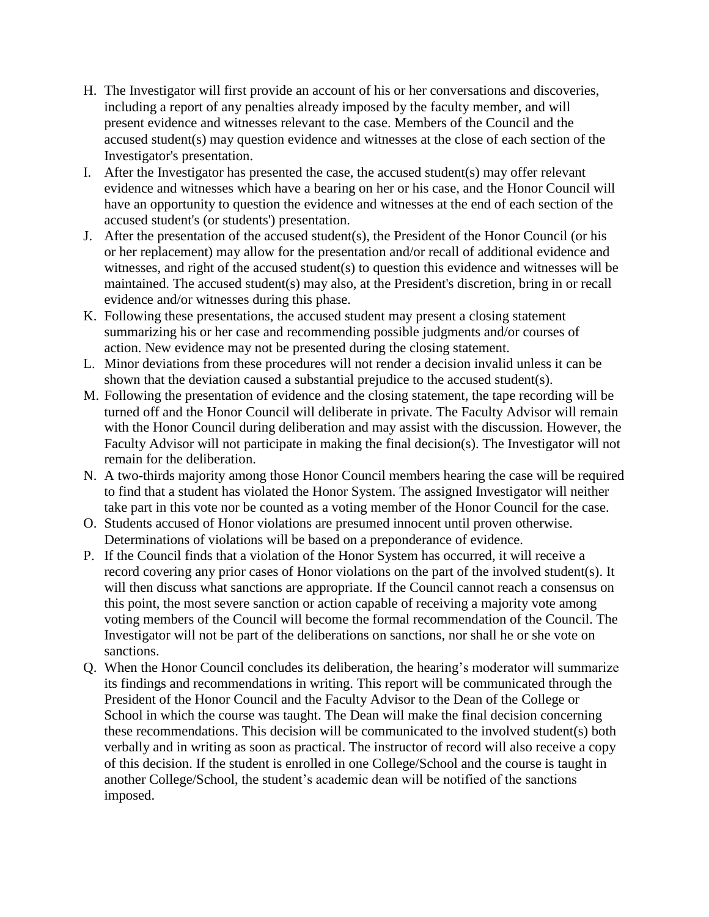H. The Investigator will first provide an account of his or her conversations and discoveries, including a report of any penalties already imposed by the faculty member, and will present evidence and witnesses relevant to the case. Members of the Council and the accused student(s) may question evidence and witnesses at the close of each section of the Investigator's presentation.

I. After the Investigator has presented the case, the accused student(s) may offer relevant evidence and witnesses which have a bearing on her or his case, and the Honor Council will have an opportunity to question the evidence and witnesses at the end of each section of the accused student's (or students') presentation.

J. After the presentation of the accused student(s), the President of the Honor Council (or his or her replacement) may allow for the presentation and/or recall of additional evidence and witnesses, and right of the accused student(s) to question this evidence and witnesses will be maintained. The accused student(s) may also, at the President's discretion, bring in or recall evidence and/or witnesses during this phase.

K. Following these presentations, the accused student may present a closing statement summarizing his or her case and recommending possible judgments and/or courses of action. New evidence may not be presented during the closing statement.

L. Minor deviations from these procedures will not render a decision invalid unless it can be shown that the deviation caused a substantial prejudice to the accused student(s).

M. Following the presentation of evidence and the closing statement, the tape recording will be turned off and the Honor Council will deliberate in private. The Faculty Advisor will remain with the Honor Council during deliberation and may assist with the discussion. However, the Faculty Advisor will not participate in making the final decision(s). The Investigator will not remain for the deliberation.

N. A two-thirds majority among those Honor Council members hearing the case will be required to find that a student has violated the Honor System. The assigned Investigator will neither take part in this vote nor be counted as a voting member of the Honor Council for the case.

O. Students accused of Honor violations are presumed innocent until proven otherwise. Determinations of violations will be based on a preponderance of evidence.

P. If the Council finds that a violation of the Honor System has occurred, it will receive a record covering any prior cases of Honor violations on the part of the involved student(s). It will then discuss what sanctions are appropriate. If the Council cannot reach a consensus on this point, the most severe sanction or action capable of receiving a majority vote among voting members of the Council will become the formal recommendation of the Council. The Investigator will not be part of the deliberations on sanctions, nor shall he or she vote on sanctions.

Q. When the Honor Council concludes its deliberation, the hearing's moderator will summarize its findings and recommendations in writing. This report will be communicated through the President of the Honor Council and the Faculty Advisor to the Dean of the College or School in which the course was taught. The Dean will make the final decision concerning these recommendations. This decision will be communicated to the involved student(s) both verbally and in writing as soon as practical. The instructor of record will also receive a copy of this decision. If the student is enrolled in one College/School and the course is taught in another College/School, the student's academic dean will be notified of the sanctions imposed.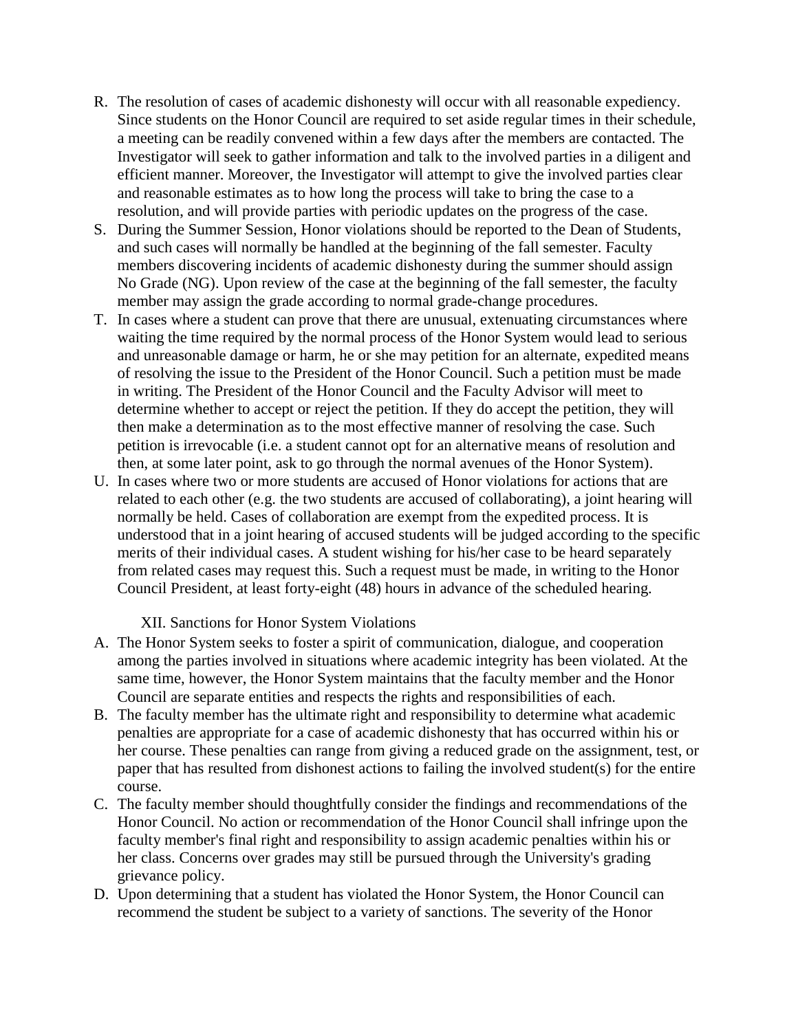R. The resolution of cases of academic dishonesty will occur with all reasonable expediency. Since students on the Honor Council are required to set aside regular times in their schedule, a meeting can be readily convened within a few days after the members are contacted. The Investigator will seek to gather information and talk to the involved parties in a diligent and efficient manner. Moreover, the Investigator will attempt to give the involved parties clear and reasonable estimates as to how long the process will take to bring the case to a resolution, and will provide parties with periodic updates on the progress of the case.

S. During the Summer Session, Honor violations should be reported to the Dean of Students, and such cases will normally be handled at the beginning of the fall semester. Faculty members discovering incidents of academic dishonesty during the summer should assign No Grade (NG). Upon review of the case at the beginning of the fall semester, the faculty member may assign the grade according to normal grade-change procedures.

T. In cases where a student can prove that there are unusual, extenuating circumstances where waiting the time required by the normal process of the Honor System would lead to serious and unreasonable damage or harm, he or she may petition for an alternate, expedited means of resolving the issue to the President of the Honor Council. Such a petition must be made in writing. The President of the Honor Council and the Faculty Advisor will meet to determine whether to accept or reject the petition. If they do accept the petition, they will then make a determination as to the most effective manner of resolving the case. Such petition is irrevocable (i.e. a student cannot opt for an alternative means of resolution and then, at some later point, ask to go through the normal avenues of the Honor System).

U. In cases where two or more students are accused of Honor violations for actions that are related to each other (e.g. the two students are accused of collaborating), a joint hearing will normally be held. Cases of collaboration are exempt from the expedited process. It is understood that in a joint hearing of accused students will be judged according to the specific merits of their individual cases. A student wishing for his/her case to be heard separately from related cases may request this. Such a request must be made, in writing to the Honor Council President, at least forty-eight (48) hours in advance of the scheduled hearing.

## XII. Sanctions for Honor System Violations

A. The Honor System seeks to foster a spirit of communication, dialogue, and cooperation among the parties involved in situations where academic integrity has been violated. At the same time, however, the Honor System maintains that the faculty member and the Honor Council are separate entities and respects the rights and responsibilities of each.

B. The faculty member has the ultimate right and responsibility to determine what academic penalties are appropriate for a case of academic dishonesty that has occurred within his or her course. These penalties can range from giving a reduced grade on the assignment, test, or paper that has resulted from dishonest actions to failing the involved student(s) for the entire course.

C. The faculty member should thoughtfully consider the findings and recommendations of the Honor Council. No action or recommendation of the Honor Council shall infringe upon the faculty member's final right and responsibility to assign academic penalties within his or her class. Concerns over grades may still be pursued through the University's grading grievance policy.

D. Upon determining that a student has violated the Honor System, the Honor Council can recommend the student be subject to a variety of sanctions. The severity of the Honor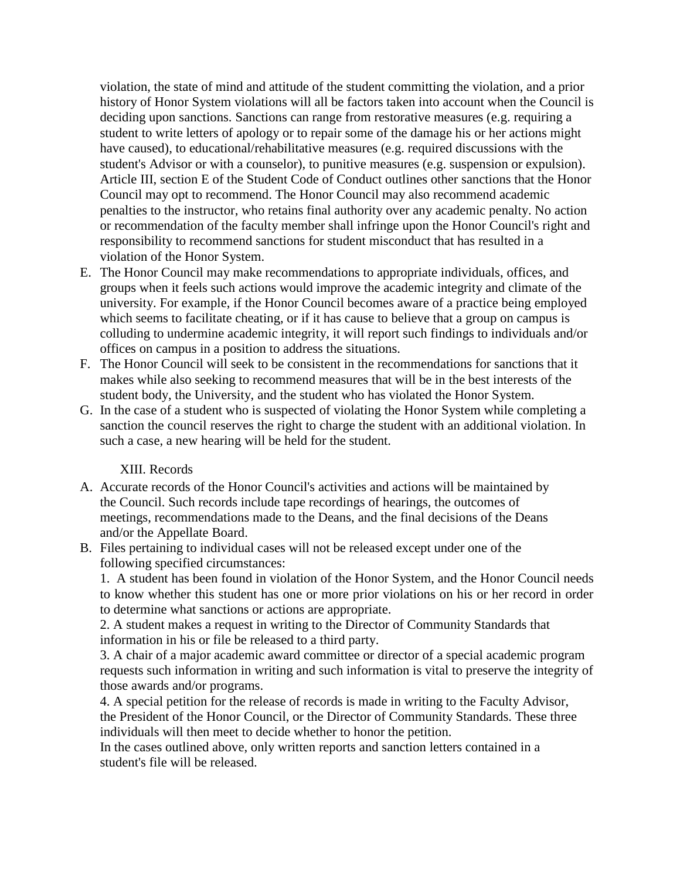violation, the state of mind and attitude of the student committing the violation, and a prior history of Honor System violations will all be factors taken into account when the Council is deciding upon sanctions. Sanctions can range from restorative measures (e.g. requiring a student to write letters of apology or to repair some of the damage his or her actions might have caused), to educational/rehabilitative measures (e.g. required discussions with the student's Advisor or with a counselor), to punitive measures (e.g. suspension or expulsion). Article III, section E of the Student Code of Conduct outlines other sanctions that the Honor Council may opt to recommend. The Honor Council may also recommend academic penalties to the instructor, who retains final authority over any academic penalty. No action or recommendation of the faculty member shall infringe upon the Honor Council's right and responsibility to recommend sanctions for student misconduct that has resulted in a violation of the Honor System.

E. The Honor Council may make recommendations to appropriate individuals, offices, and groups when it feels such actions would improve the academic integrity and climate of the university. For example, if the Honor Council becomes aware of a practice being employed which seems to facilitate cheating, or if it has cause to believe that a group on campus is colluding to undermine academic integrity, it will report such findings to individuals and/or offices on campus in a position to address the situations.

F. The Honor Council will seek to be consistent in the recommendations for sanctions that it makes while also seeking to recommend measures that will be in the best interests of the student body, the University, and the student who has violated the Honor System.

G. In the case of a student who is suspected of violating the Honor System while completing a sanction the council reserves the right to charge the student with an additional violation. In such a case, a new hearing will be held for the student.

## XIII. Records

A. Accurate records of the Honor Council's activities and actions will be maintained by the Council. Such records include tape recordings of hearings, the outcomes of meetings, recommendations made to the Deans, and the final decisions of the Deans and/or the Appellate Board.

B. Files pertaining to individual cases will not be released except under one of the following specified circumstances:

1. A student has been found in violation of the Honor System, and the Honor Council needs to know whether this student has one or more prior violations on his or her record in order to determine what sanctions or actions are appropriate.
2. A student makes a request in writing to the Director of Community Standards that information in his or file be released to a third party.
3. A chair of a major academic award committee or director of a special academic program requests such information in writing and such information is vital to preserve the integrity of those awards and/or programs.
4. A special petition for the release of records is made in writing to the Faculty Advisor, the President of the Honor Council, or the Director of Community Standards. These three individuals will then meet to decide whether to honor the petition.

In the cases outlined above, only written reports and sanction letters contained in a student's file will be released.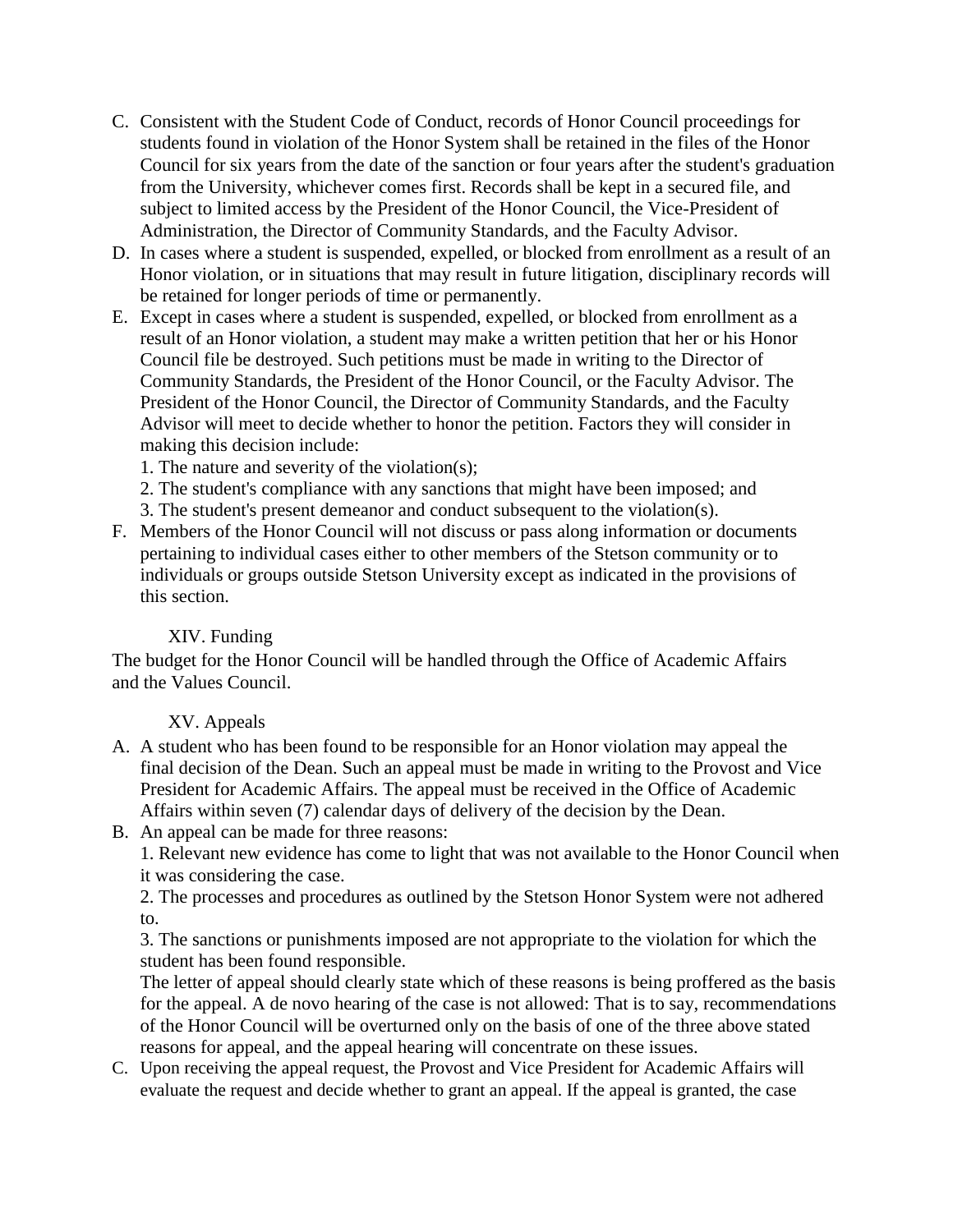C. Consistent with the Student Code of Conduct, records of Honor Council proceedings for students found in violation of the Honor System shall be retained in the files of the Honor Council for six years from the date of the sanction or four years after the student's graduation from the University, whichever comes first. Records shall be kept in a secured file, and subject to limited access by the President of the Honor Council, the Vice-President of Administration, the Director of Community Standards, and the Faculty Advisor.

D. In cases where a student is suspended, expelled, or blocked from enrollment as a result of an Honor violation, or in situations that may result in future litigation, disciplinary records will be retained for longer periods of time or permanently.

E. Except in cases where a student is suspended, expelled, or blocked from enrollment as a result of an Honor violation, a student may make a written petition that her or his Honor Council file be destroyed. Such petitions must be made in writing to the Director of Community Standards, the President of the Honor Council, or the Faculty Advisor. The President of the Honor Council, the Director of Community Standards, and the Faculty Advisor will meet to decide whether to honor the petition. Factors they will consider in making this decision include:
   1. The nature and severity of the violation(s);
   2. The student's compliance with any sanctions that might have been imposed; and
   3. The student's present demeanor and conduct subsequent to the violation(s).

F. Members of the Honor Council will not discuss or pass along information or documents pertaining to individual cases either to other members of the Stetson community or to individuals or groups outside Stetson University except as indicated in the provisions of this section.

## XIV. Funding

The budget for the Honor Council will be handled through the Office of Academic Affairs and the Values Council.

## XV. Appeals

A. A student who has been found to be responsible for an Honor violation may appeal the final decision of the Dean. Such an appeal must be made in writing to the Provost and Vice President for Academic Affairs. The appeal must be received in the Office of Academic Affairs within seven (7) calendar days of delivery of the decision by the Dean.

B. An appeal can be made for three reasons:
   1. Relevant new evidence has come to light that was not available to the Honor Council when it was considering the case.
   2. The processes and procedures as outlined by the Stetson Honor System were not adhered to.
   3. The sanctions or punishments imposed are not appropriate to the violation for which the student has been found responsible.

   The letter of appeal should clearly state which of these reasons is being proffered as the basis for the appeal. A de novo hearing of the case is not allowed: That is to say, recommendations of the Honor Council will be overturned only on the basis of one of the three above stated reasons for appeal, and the appeal hearing will concentrate on these issues.

C. Upon receiving the appeal request, the Provost and Vice President for Academic Affairs will evaluate the request and decide whether to grant an appeal. If the appeal is granted, the case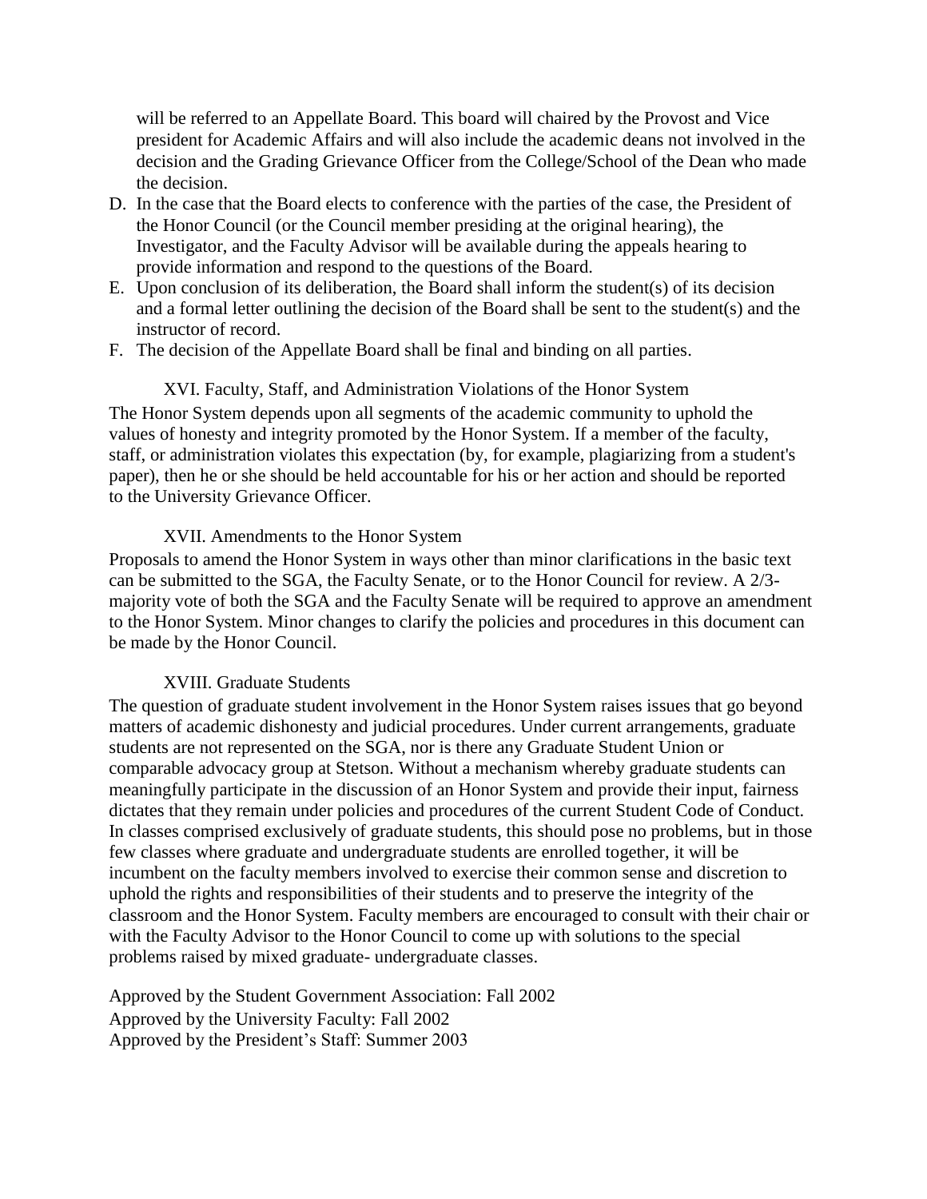will be referred to an Appellate Board. This board will chaired by the Provost and Vice president for Academic Affairs and will also include the academic deans not involved in the decision and the Grading Grievance Officer from the College/School of the Dean who made the decision.

D. In the case that the Board elects to conference with the parties of the case, the President of the Honor Council (or the Council member presiding at the original hearing), the Investigator, and the Faculty Advisor will be available during the appeals hearing to provide information and respond to the questions of the Board.
E. Upon conclusion of its deliberation, the Board shall inform the student(s) of its decision and a formal letter outlining the decision of the Board shall be sent to the student(s) and the instructor of record.
F. The decision of the Appellate Board shall be final and binding on all parties.

## XVI. Faculty, Staff, and Administration Violations of the Honor System

The Honor System depends upon all segments of the academic community to uphold the values of honesty and integrity promoted by the Honor System. If a member of the faculty, staff, or administration violates this expectation (by, for example, plagiarizing from a student's paper), then he or she should be held accountable for his or her action and should be reported to the University Grievance Officer.

## XVII. Amendments to the Honor System

Proposals to amend the Honor System in ways other than minor clarifications in the basic text can be submitted to the SGA, the Faculty Senate, or to the Honor Council for review. A 2/3-majority vote of both the SGA and the Faculty Senate will be required to approve an amendment to the Honor System. Minor changes to clarify the policies and procedures in this document can be made by the Honor Council.

## XVIII. Graduate Students

The question of graduate student involvement in the Honor System raises issues that go beyond matters of academic dishonesty and judicial procedures. Under current arrangements, graduate students are not represented on the SGA, nor is there any Graduate Student Union or comparable advocacy group at Stetson. Without a mechanism whereby graduate students can meaningfully participate in the discussion of an Honor System and provide their input, fairness dictates that they remain under policies and procedures of the current Student Code of Conduct. In classes comprised exclusively of graduate students, this should pose no problems, but in those few classes where graduate and undergraduate students are enrolled together, it will be incumbent on the faculty members involved to exercise their common sense and discretion to uphold the rights and responsibilities of their students and to preserve the integrity of the classroom and the Honor System. Faculty members are encouraged to consult with their chair or with the Faculty Advisor to the Honor Council to come up with solutions to the special problems raised by mixed graduate- undergraduate classes.

Approved by the Student Government Association: Fall 2002
Approved by the University Faculty: Fall 2002
Approved by the President's Staff: Summer 2003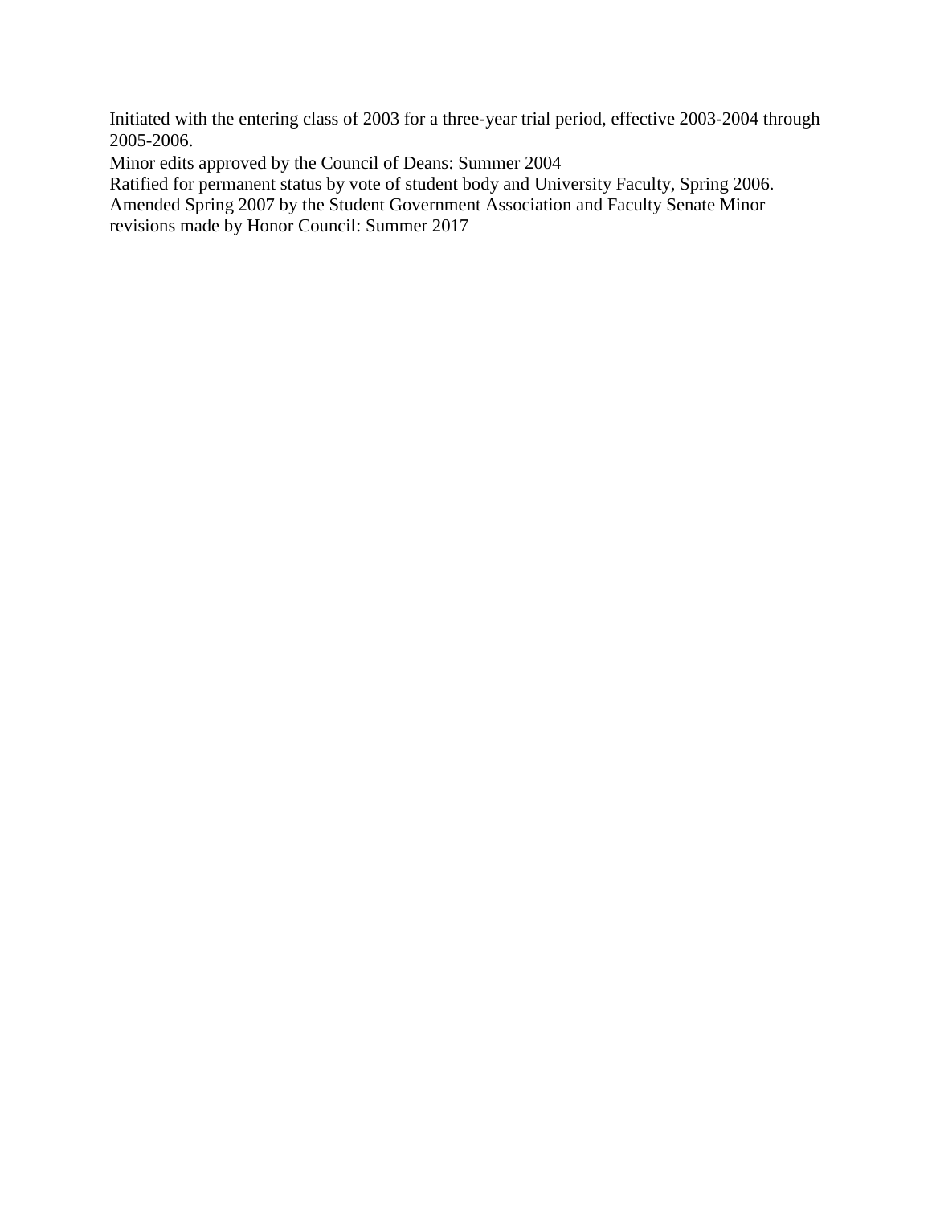Initiated with the entering class of 2003 for a three-year trial period, effective 2003-2004 through 2005-2006.

Minor edits approved by the Council of Deans: Summer 2004

Ratified for permanent status by vote of student body and University Faculty, Spring 2006.

Amended Spring 2007 by the Student Government Association and Faculty Senate Minor revisions made by Honor Council: Summer 2017